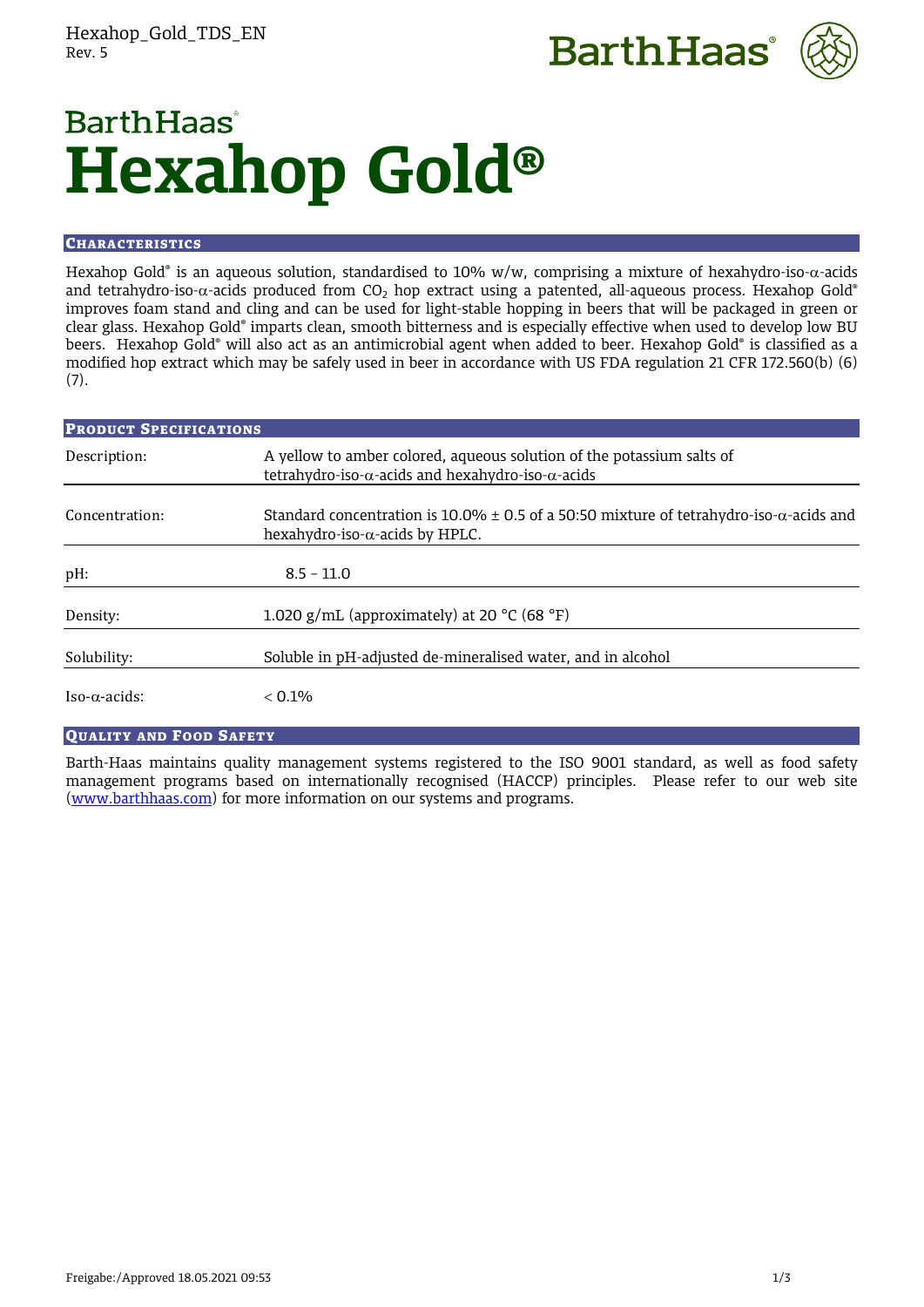BarthHaas

# Hexahop Gold®

## Characteristics

Hexahop Gold® is an aqueous solution, standardised to 10% w/w, comprising a mixture of hexahydro-iso-α-acids and tetrahydro-iso-α-acids produced from $CO_2$ hop extract using a patented, all-aqueous process. Hexahop Gold® improves foam stand and cling and can be used for light-stable hopping in beers that will be packaged in green or clear glass. Hexahop Gold® imparts clean, smooth bitterness and is especially effective when used to develop low BU beers. Hexahop Gold® will also act as an antimicrobial agent when added to beer. Hexahop Gold® is classified as a modified hop extract which may be safely used in beer in accordance with US FDA regulation 21 CFR 172.560(b) (6) (7).

## Product Specifications

| | |
|---|---|
| Description: | A yellow to amber colored, aqueous solution of the potassium salts of tetrahydro-iso-α-acids and hexahydro-iso-α-acids |
| Concentration: | Standard concentration is 10.0% ± 0.5 of a 50:50 mixture of tetrahydro-iso-α-acids and hexahydro-iso-α-acids by HPLC. |
| pH: | 8.5 – 11.0 |
| Density: | 1.020 g/mL (approximately) at 20 °C (68 °F) |
| Solubility: | Soluble in pH-adjusted de-mineralised water, and in alcohol |
| Iso-α-acids: | < 0.1% |

## Quality and Food Safety

Barth-Haas maintains quality management systems registered to the ISO 9001 standard, as well as food safety management programs based on internationally recognised (HACCP) principles. Please refer to our web site (www.barthhaas.com) for more information on our systems and programs.

Freigabe:/Approved 18.05.2021 09:53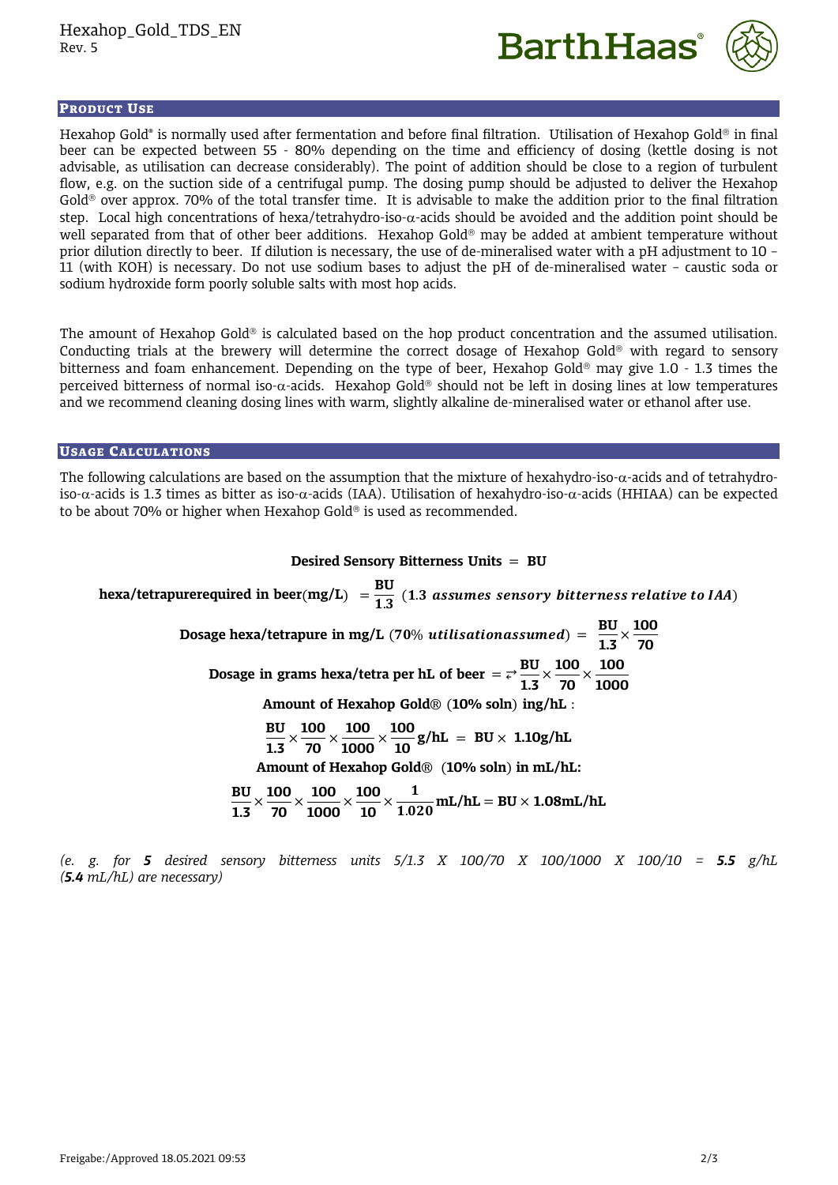## Product Use

Hexahop Gold® is normally used after fermentation and before final filtration. Utilisation of Hexahop Gold® in final beer can be expected between 55 - 80% depending on the time and efficiency of dosing (kettle dosing is not advisable, as utilisation can decrease considerably). The point of addition should be close to a region of turbulent flow, e.g. on the suction side of a centrifugal pump. The dosing pump should be adjusted to deliver the Hexahop Gold® over approx. 70% of the total transfer time. It is advisable to make the addition prior to the final filtration step. Local high concentrations of hexa/tetrahydro-iso-α-acids should be avoided and the addition point should be well separated from that of other beer additions. Hexahop Gold® may be added at ambient temperature without prior dilution directly to beer. If dilution is necessary, the use of de-mineralised water with a pH adjustment to 10 – 11 (with KOH) is necessary. Do not use sodium bases to adjust the pH of de-mineralised water – caustic soda or sodium hydroxide form poorly soluble salts with most hop acids.

The amount of Hexahop Gold® is calculated based on the hop product concentration and the assumed utilisation. Conducting trials at the brewery will determine the correct dosage of Hexahop Gold® with regard to sensory bitterness and foam enhancement. Depending on the type of beer, Hexahop Gold® may give 1.0 - 1.3 times the perceived bitterness of normal iso-α-acids. Hexahop Gold® should not be left in dosing lines at low temperatures and we recommend cleaning dosing lines with warm, slightly alkaline de-mineralised water or ethanol after use.

## Usage Calculations

The following calculations are based on the assumption that the mixture of hexahydro-iso-α-acids and of tetrahydro-iso-α-acids is 1.3 times as bitter as iso-α-acids (IAA). Utilisation of hexahydro-iso-α-acids (HHIAA) can be expected to be about 70% or higher when Hexahop Gold® is used as recommended.

$$\textbf{Desired Sensory Bitterness Units} = \textbf{BU}$$

$$\textbf{hexa/tetrapure required in beer (mg/L)} = \frac{\textbf{BU}}{\textbf{1.3}} \; (\textbf{1.3} \; \textit{assumes sensory bitterness relative to IAA})$$

$$\textbf{Dosage hexa/tetrapure in mg/L} \; (\textbf{70\%} \; \textit{utilisation assumed}) = \frac{\textbf{BU}}{\textbf{1.3}} \times \frac{\textbf{100}}{\textbf{70}}$$

$$\textbf{Dosage in grams hexa/tetra per hL of beer} = \frac{\textbf{BU}}{\textbf{1.3}} \times \frac{\textbf{100}}{\textbf{70}} \times \frac{\textbf{100}}{\textbf{1000}}$$

$$\textbf{Amount of Hexahop Gold® (10\% soln) in g/hL:}$$

$$\frac{\textbf{BU}}{\textbf{1.3}} \times \frac{\textbf{100}}{\textbf{70}} \times \frac{\textbf{100}}{\textbf{1000}} \times \frac{\textbf{100}}{\textbf{10}} \textbf{g/hL} = \textbf{BU} \times \textbf{1.10g/hL}$$

$$\textbf{Amount of Hexahop Gold® (10\% soln) in mL/hL:}$$

$$\frac{\textbf{BU}}{\textbf{1.3}} \times \frac{\textbf{100}}{\textbf{70}} \times \frac{\textbf{100}}{\textbf{1000}} \times \frac{\textbf{100}}{\textbf{10}} \times \frac{\textbf{1}}{\textbf{1.020}} \textbf{mL/hL} = \textbf{BU} \times \textbf{1.08mL/hL}$$

*(e. g. for **5** desired sensory bitterness units 5/1.3 X 100/70 X 100/1000 X 100/10 = **5.5** g/hL (**5.4** mL/hL) are necessary)*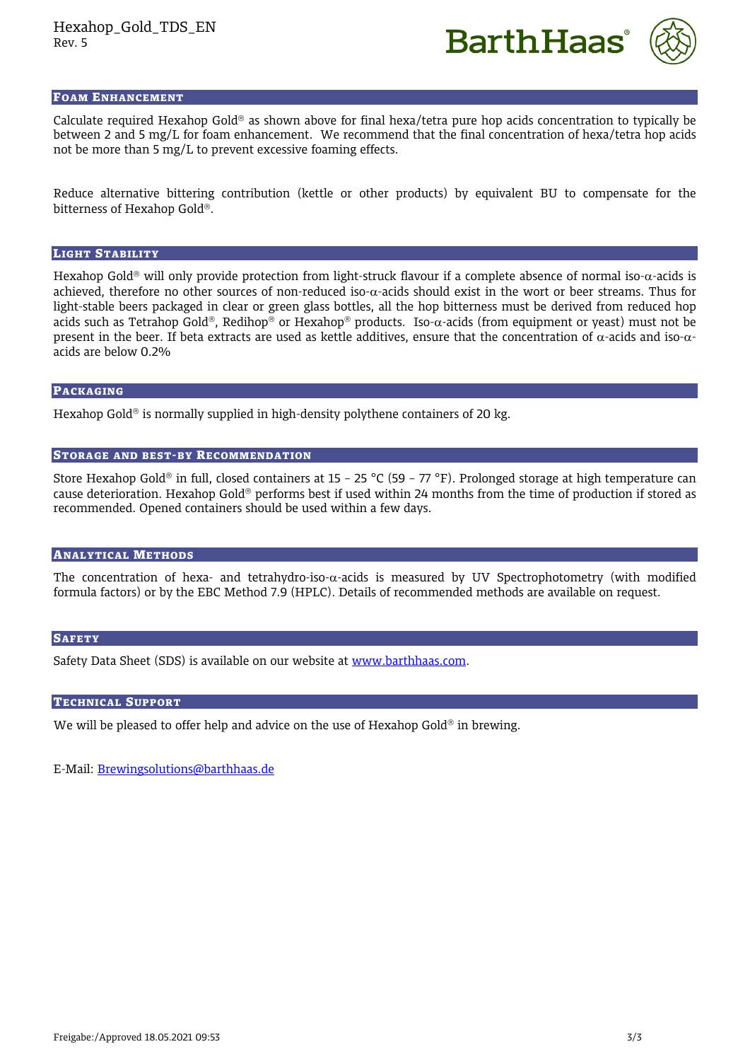## Foam Enhancement

Calculate required Hexahop Gold® as shown above for final hexa/tetra pure hop acids concentration to typically be between 2 and 5 mg/L for foam enhancement. We recommend that the final concentration of hexa/tetra hop acids not be more than 5 mg/L to prevent excessive foaming effects.

Reduce alternative bittering contribution (kettle or other products) by equivalent BU to compensate for the bitterness of Hexahop Gold®.

## Light Stability

Hexahop Gold® will only provide protection from light-struck flavour if a complete absence of normal iso-$\alpha$-acids is achieved, therefore no other sources of non-reduced iso-$\alpha$-acids should exist in the wort or beer streams. Thus for light-stable beers packaged in clear or green glass bottles, all the hop bitterness must be derived from reduced hop acids such as Tetrahop Gold®, Redihop® or Hexahop® products. Iso-$\alpha$-acids (from equipment or yeast) must not be present in the beer. If beta extracts are used as kettle additives, ensure that the concentration of $\alpha$-acids and iso-$\alpha$-acids are below 0.2%

## Packaging

Hexahop Gold® is normally supplied in high-density polythene containers of 20 kg.

## Storage and best-by Recommendation

Store Hexahop Gold® in full, closed containers at 15 – 25 °C (59 – 77 °F). Prolonged storage at high temperature can cause deterioration. Hexahop Gold® performs best if used within 24 months from the time of production if stored as recommended. Opened containers should be used within a few days.

## Analytical Methods

The concentration of hexa- and tetrahydro-iso-$\alpha$-acids is measured by UV Spectrophotometry (with modified formula factors) or by the EBC Method 7.9 (HPLC). Details of recommended methods are available on request.

## Safety

Safety Data Sheet (SDS) is available on our website at www.barthhaas.com.

## Technical Support

We will be pleased to offer help and advice on the use of Hexahop Gold® in brewing.

E-Mail: Brewingsolutions@barthhaas.de

Freigabe:/Approved 18.05.2021 09:53